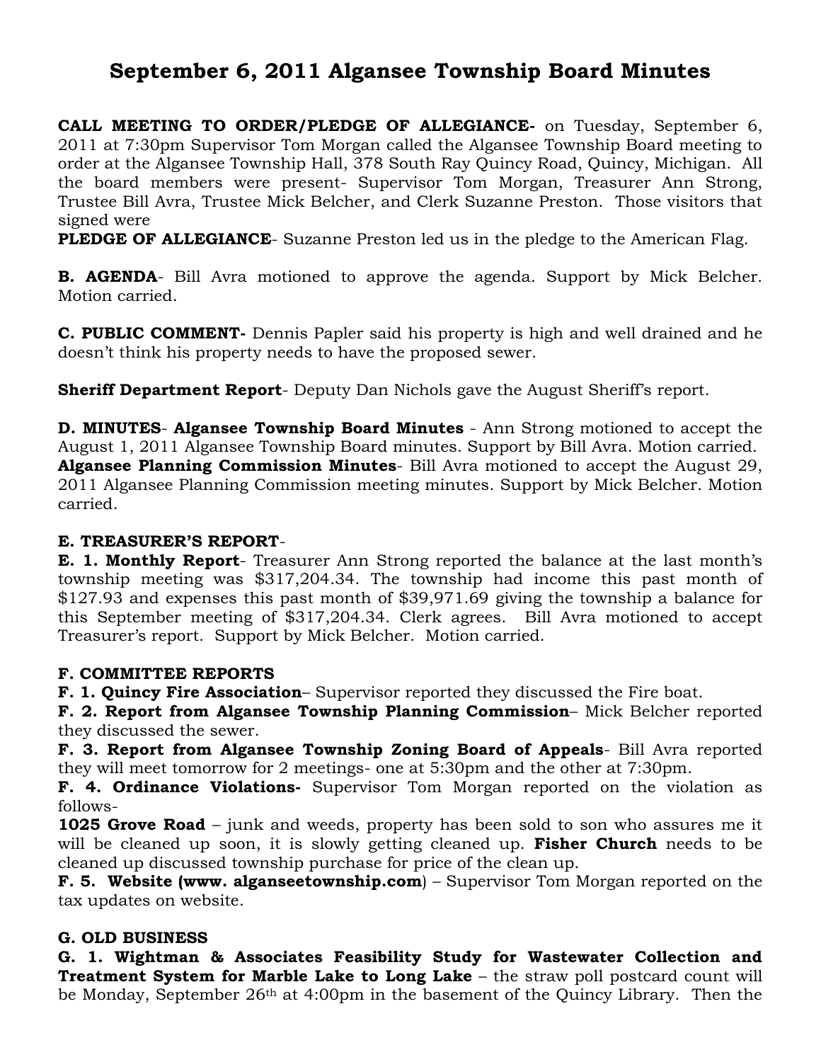# September 6, 2011 Algansee Township Board Minutes

**CALL MEETING TO ORDER/PLEDGE OF ALLEGIANCE-** on Tuesday, September 6, 2011 at 7:30pm Supervisor Tom Morgan called the Algansee Township Board meeting to order at the Algansee Township Hall, 378 South Ray Quincy Road, Quincy, Michigan. All the board members were present- Supervisor Tom Morgan, Treasurer Ann Strong, Trustee Bill Avra, Trustee Mick Belcher, and Clerk Suzanne Preston. Those visitors that signed were

**PLEDGE OF ALLEGIANCE**- Suzanne Preston led us in the pledge to the American Flag.

**B. AGENDA**- Bill Avra motioned to approve the agenda. Support by Mick Belcher. Motion carried.

**C. PUBLIC COMMENT-** Dennis Papler said his property is high and well drained and he doesn't think his property needs to have the proposed sewer.

**Sheriff Department Report**- Deputy Dan Nichols gave the August Sheriff's report.

**D. MINUTES**- **Algansee Township Board Minutes** - Ann Strong motioned to accept the August 1, 2011 Algansee Township Board minutes. Support by Bill Avra. Motion carried.
**Algansee Planning Commission Minutes**- Bill Avra motioned to accept the August 29, 2011 Algansee Planning Commission meeting minutes. Support by Mick Belcher. Motion carried.

**E. TREASURER'S REPORT**-
**E. 1. Monthly Report**- Treasurer Ann Strong reported the balance at the last month's township meeting was $317,204.34. The township had income this past month of $127.93 and expenses this past month of $39,971.69 giving the township a balance for this September meeting of $317,204.34. Clerk agrees. Bill Avra motioned to accept Treasurer's report. Support by Mick Belcher. Motion carried.

**F. COMMITTEE REPORTS**
**F. 1. Quincy Fire Association**– Supervisor reported they discussed the Fire boat.
**F. 2. Report from Algansee Township Planning Commission**– Mick Belcher reported they discussed the sewer.
**F. 3. Report from Algansee Township Zoning Board of Appeals**- Bill Avra reported they will meet tomorrow for 2 meetings- one at 5:30pm and the other at 7:30pm.
**F. 4. Ordinance Violations-** Supervisor Tom Morgan reported on the violation as follows-
**1025 Grove Road** – junk and weeds, property has been sold to son who assures me it will be cleaned up soon, it is slowly getting cleaned up. **Fisher Church** needs to be cleaned up discussed township purchase for price of the clean up.
**F. 5. Website (www. alganseetownship.com**) – Supervisor Tom Morgan reported on the tax updates on website.

**G. OLD BUSINESS**
**G. 1. Wightman & Associates Feasibility Study for Wastewater Collection and Treatment System for Marble Lake to Long Lake** – the straw poll postcard count will be Monday, September 26th at 4:00pm in the basement of the Quincy Library. Then the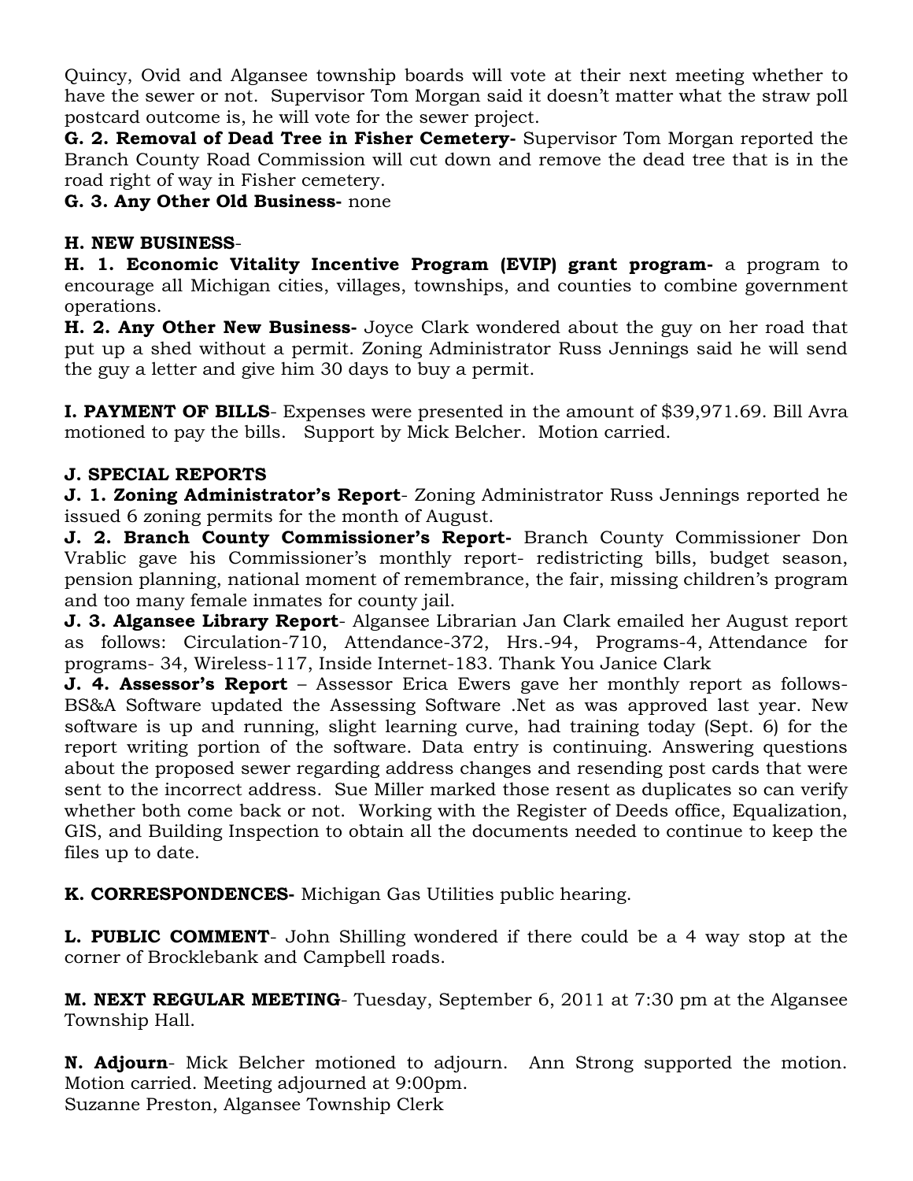Quincy, Ovid and Algansee township boards will vote at their next meeting whether to have the sewer or not. Supervisor Tom Morgan said it doesn't matter what the straw poll postcard outcome is, he will vote for the sewer project.

**G. 2. Removal of Dead Tree in Fisher Cemetery-** Supervisor Tom Morgan reported the Branch County Road Commission will cut down and remove the dead tree that is in the road right of way in Fisher cemetery.

**G. 3. Any Other Old Business-** none

**H. NEW BUSINESS**-

**H. 1. Economic Vitality Incentive Program (EVIP) grant program-** a program to encourage all Michigan cities, villages, townships, and counties to combine government operations.

**H. 2. Any Other New Business-** Joyce Clark wondered about the guy on her road that put up a shed without a permit. Zoning Administrator Russ Jennings said he will send the guy a letter and give him 30 days to buy a permit.

**I. PAYMENT OF BILLS**- Expenses were presented in the amount of $39,971.69. Bill Avra motioned to pay the bills. Support by Mick Belcher. Motion carried.

**J. SPECIAL REPORTS**

**J. 1. Zoning Administrator's Report**- Zoning Administrator Russ Jennings reported he issued 6 zoning permits for the month of August.

**J. 2. Branch County Commissioner's Report-** Branch County Commissioner Don Vrablic gave his Commissioner's monthly report- redistricting bills, budget season, pension planning, national moment of remembrance, the fair, missing children's program and too many female inmates for county jail.

**J. 3. Algansee Library Report**- Algansee Librarian Jan Clark emailed her August report as follows: Circulation-710, Attendance-372, Hrs.-94, Programs-4, Attendance for programs- 34, Wireless-117, Inside Internet-183. Thank You Janice Clark

**J. 4. Assessor's Report** – Assessor Erica Ewers gave her monthly report as follows- BS&A Software updated the Assessing Software .Net as was approved last year. New software is up and running, slight learning curve, had training today (Sept. 6) for the report writing portion of the software. Data entry is continuing. Answering questions about the proposed sewer regarding address changes and resending post cards that were sent to the incorrect address. Sue Miller marked those resent as duplicates so can verify whether both come back or not. Working with the Register of Deeds office, Equalization, GIS, and Building Inspection to obtain all the documents needed to continue to keep the files up to date.

**K. CORRESPONDENCES-** Michigan Gas Utilities public hearing.

**L. PUBLIC COMMENT**- John Shilling wondered if there could be a 4 way stop at the corner of Brocklebank and Campbell roads.

**M. NEXT REGULAR MEETING**- Tuesday, September 6, 2011 at 7:30 pm at the Algansee Township Hall.

**N. Adjourn**- Mick Belcher motioned to adjourn. Ann Strong supported the motion. Motion carried. Meeting adjourned at 9:00pm.

Suzanne Preston, Algansee Township Clerk